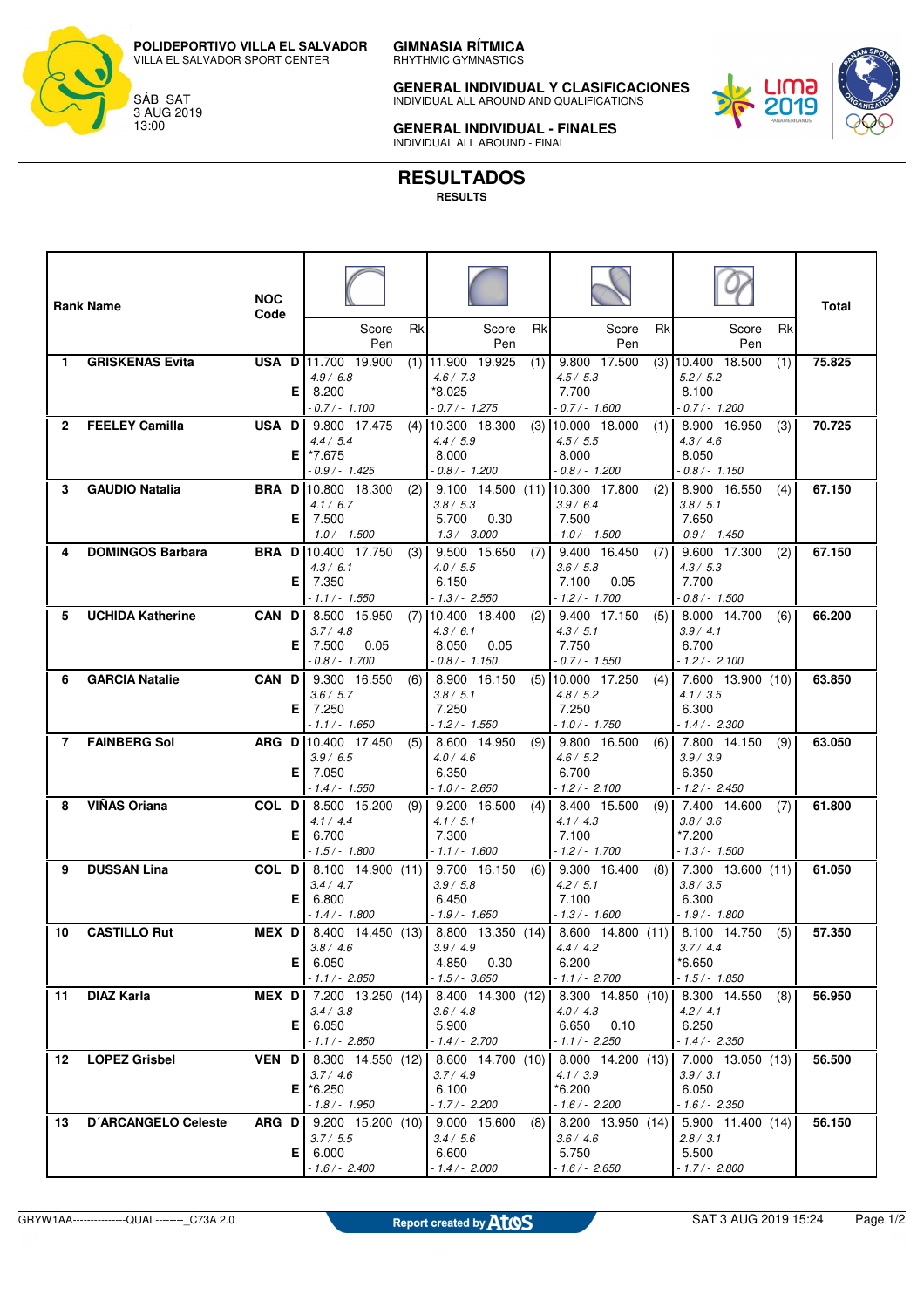POLIDEPORTIVO VILLA EL SALVADOR
VILLA EL SALVADOR SPORT CENTER

SÁB SAT
3 AUG 2019
13:00

**GIMNASIA RÍTMICA**
RHYTHMIC GYMNASTICS

**GENERAL INDIVIDUAL Y CLASIFICACIONES**
INDIVIDUAL ALL AROUND AND QUALIFICATIONS

**GENERAL INDIVIDUAL - FINALES**
INDIVIDUAL ALL AROUND - FINAL

# RESULTADOS
RESULTS

| Rank | Name | NOC Code | | Hoop Score / Pen | Rk | Ball Score / Pen | Rk | Clubs Score / Pen | Rk | Ribbon Score / Pen | Rk | Total |
|---|---|---|---|---|---|---|---|---|---|---|---|---|
| 1 | GRISKENAS Evita | USA | D | 11.700 19.900 | (1) | 11.900 19.925 | (1) | 9.800 17.500 | (3) | 10.400 18.500 | (1) | 75.825 |
| | | | | 4.9 / 6.8 | | 4.6 / 7.3 | | 4.5 / 5.3 | | 5.2 / 5.2 | | |
| | | | E | 8.200 | | *8.025 | | 7.700 | | 8.100 | | |
| | | | | - 0.7 / - 1.100 | | - 0.7 / - 1.275 | | - 0.7 / - 1.600 | | - 0.7 / - 1.200 | | |
| 2 | FEELEY Camilla | USA | D | 9.800 17.475 | (4) | 10.300 18.300 | (3) | 10.000 18.000 | (1) | 8.900 16.950 | (3) | 70.725 |
| | | | | 4.4 / 5.4 | | 4.4 / 5.9 | | 4.5 / 5.5 | | 4.3 / 4.6 | | |
| | | | E | *7.675 | | 8.000 | | 8.000 | | 8.050 | | |
| | | | | - 0.9 / - 1.425 | | - 0.8 / - 1.200 | | - 0.8 / - 1.200 | | - 0.8 / - 1.150 | | |
| 3 | GAUDIO Natalia | BRA | D | 10.800 18.300 | (2) | 9.100 14.500 | (11) | 10.300 17.800 | (2) | 8.900 16.550 | (4) | 67.150 |
| | | | | 4.1 / 6.7 | | 3.8 / 5.3 | | 3.9 / 6.4 | | 3.8 / 5.1 | | |
| | | | E | 7.500 | | 5.700 0.30 | | 7.500 | | 7.650 | | |
| | | | | - 1.0 / - 1.500 | | - 1.3 / - 3.000 | | - 1.0 / - 1.500 | | - 0.9 / - 1.450 | | |
| 4 | DOMINGOS Barbara | BRA | D | 10.400 17.750 | (3) | 9.500 15.650 | (7) | 9.400 16.450 | (7) | 9.600 17.300 | (2) | 67.150 |
| | | | | 4.3 / 6.1 | | 4.0 / 5.5 | | 3.6 / 5.8 | | 4.3 / 5.3 | | |
| | | | E | 7.350 | | 6.150 | | 7.100 0.05 | | 7.700 | | |
| | | | | - 1.1 / - 1.550 | | - 1.3 / - 2.550 | | - 1.2 / - 1.700 | | - 0.8 / - 1.500 | | |
| 5 | UCHIDA Katherine | CAN | D | 8.500 15.950 | (7) | 10.400 18.400 | (2) | 9.400 17.150 | (5) | 8.000 14.700 | (6) | 66.200 |
| | | | | 3.7 / 4.8 | | 4.3 / 6.1 | | 4.3 / 5.1 | | 3.9 / 4.1 | | |
| | | | E | 7.500 0.05 | | 8.050 0.05 | | 7.750 | | 6.700 | | |
| | | | | - 0.8 / - 1.700 | | - 0.8 / - 1.150 | | - 0.7 / - 1.550 | | - 1.2 / - 2.100 | | |
| 6 | GARCIA Natalie | CAN | D | 9.300 16.550 | (6) | 8.900 16.150 | (5) | 10.000 17.250 | (4) | 7.600 13.900 | (10) | 63.850 |
| | | | | 3.6 / 5.7 | | 3.8 / 5.1 | | 4.8 / 5.2 | | 4.1 / 3.5 | | |
| | | | E | 7.250 | | 7.250 | | 7.250 | | 6.300 | | |
| | | | | - 1.1 / - 1.650 | | - 1.2 / - 1.550 | | - 1.0 / - 1.750 | | - 1.4 / - 2.300 | | |
| 7 | FAINBERG Sol | ARG | D | 10.400 17.450 | (5) | 8.600 14.950 | (9) | 9.800 16.500 | (6) | 7.800 14.150 | (9) | 63.050 |
| | | | | 3.9 / 6.5 | | 4.0 / 4.6 | | 4.6 / 5.2 | | 3.9 / 3.9 | | |
| | | | E | 7.050 | | 6.350 | | 6.700 | | 6.350 | | |
| | | | | - 1.4 / - 1.550 | | - 1.0 / - 2.650 | | - 1.2 / - 2.100 | | - 1.2 / - 2.450 | | |
| 8 | VIÑAS Oriana | COL | D | 8.500 15.200 | (9) | 9.200 16.500 | (4) | 8.400 15.500 | (9) | 7.400 14.600 | (7) | 61.800 |
| | | | | 4.1 / 4.4 | | 4.1 / 5.1 | | 4.1 / 4.3 | | 3.8 / 3.6 | | |
| | | | E | 6.700 | | 7.300 | | 7.100 | | *7.200 | | |
| | | | | - 1.5 / - 1.800 | | - 1.1 / - 1.600 | | - 1.2 / - 1.700 | | - 1.3 / - 1.500 | | |
| 9 | DUSSAN Lina | COL | D | 8.100 14.900 | (11) | 9.700 16.150 | (6) | 9.300 16.400 | (8) | 7.300 13.600 | (11) | 61.050 |
| | | | | 3.4 / 4.7 | | 3.9 / 5.8 | | 4.2 / 5.1 | | 3.8 / 3.5 | | |
| | | | E | 6.800 | | 6.450 | | 7.100 | | 6.300 | | |
| | | | | - 1.4 / - 1.800 | | - 1.9 / - 1.650 | | - 1.3 / - 1.600 | | - 1.9 / - 1.800 | | |
| 10 | CASTILLO Rut | MEX | D | 8.400 14.450 | (13) | 8.800 13.350 | (14) | 8.600 14.800 | (11) | 8.100 14.750 | (5) | 57.350 |
| | | | | 3.8 / 4.6 | | 3.9 / 4.9 | | 4.4 / 4.2 | | 3.7 / 4.4 | | |
| | | | E | 6.050 | | 4.850 0.30 | | 6.200 | | *6.650 | | |
| | | | | - 1.1 / - 2.850 | | - 1.5 / - 3.650 | | - 1.1 / - 2.700 | | - 1.5 / - 1.850 | | |
| 11 | DIAZ Karla | MEX | D | 7.200 13.250 | (14) | 8.400 14.300 | (12) | 8.300 14.850 | (10) | 8.300 14.550 | (8) | 56.950 |
| | | | | 3.4 / 3.8 | | 3.6 / 4.8 | | 4.0 / 4.3 | | 4.2 / 4.1 | | |
| | | | E | 6.050 | | 5.900 | | 6.650 0.10 | | 6.250 | | |
| | | | | - 1.1 / - 2.850 | | - 1.4 / - 2.700 | | - 1.1 / - 2.250 | | - 1.4 / - 2.350 | | |
| 12 | LOPEZ Grisbel | VEN | D | 8.300 14.550 | (12) | 8.600 14.700 | (10) | 8.000 14.200 | (13) | 7.000 13.050 | (13) | 56.500 |
| | | | | 3.7 / 4.6 | | 3.7 / 4.9 | | 4.1 / 3.9 | | 3.9 / 3.1 | | |
| | | | E | *6.250 | | 6.100 | | *6.200 | | 6.050 | | |
| | | | | - 1.8 / - 1.950 | | - 1.7 / - 2.200 | | - 1.6 / - 2.200 | | - 1.6 / - 2.350 | | |
| 13 | D´ARCANGELO Celeste | ARG | D | 9.200 15.200 | (10) | 9.000 15.600 | (8) | 8.200 13.950 | (14) | 5.900 11.400 | (14) | 56.150 |
| | | | | 3.7 / 5.5 | | 3.4 / 5.6 | | 3.6 / 4.6 | | 2.8 / 3.1 | | |
| | | | E | 6.000 | | 6.600 | | 5.750 | | 5.500 | | |
| | | | | - 1.6 / - 2.400 | | - 1.4 / - 2.000 | | - 1.6 / - 2.650 | | - 1.7 / - 2.800 | | |

GRYW1AA--------------QUAL--------_C73A 2.0 Report created by Atos SAT 3 AUG 2019 15:24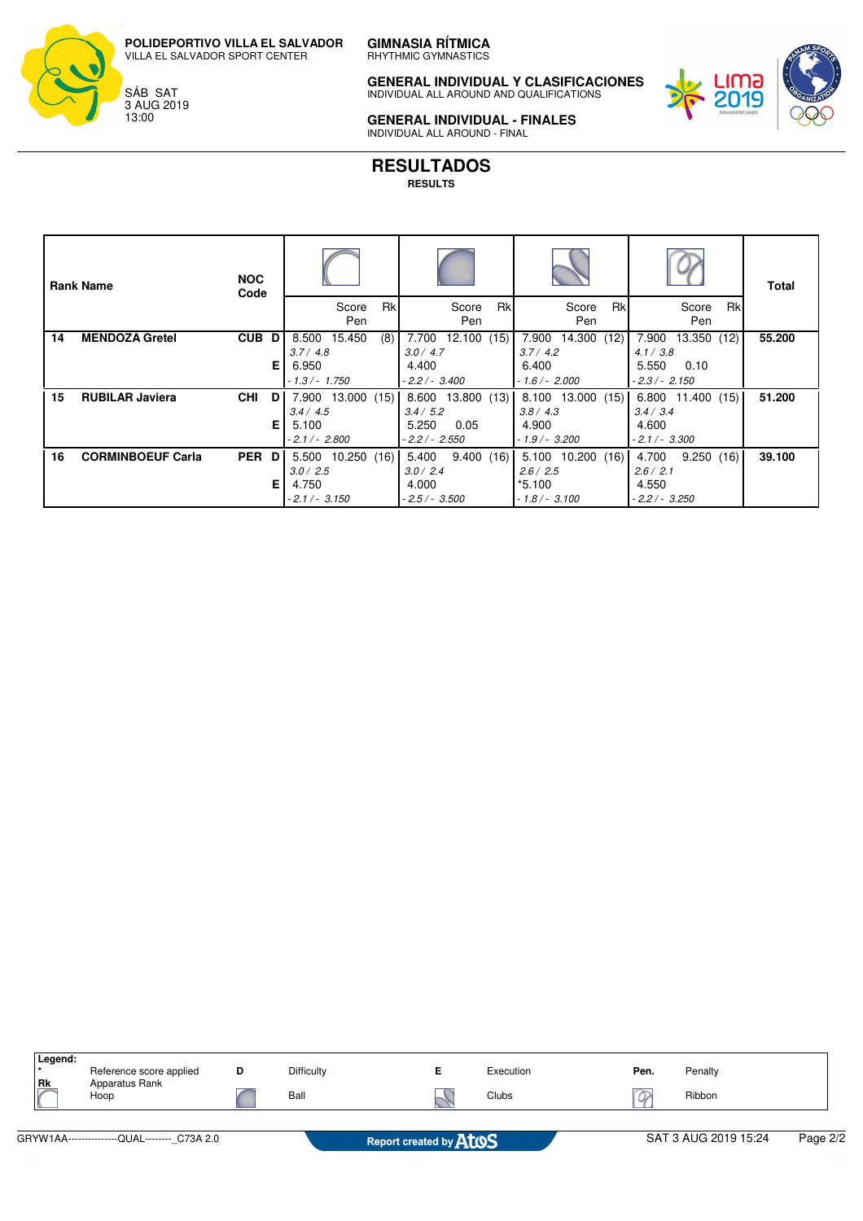POLIDEPORTIVO VILLA EL SALVADOR
VILLA EL SALVADOR SPORT CENTER

SÁB SAT
3 AUG 2019
13:00

**GIMNASIA RÍTMICA**
RHYTHMIC GYMNASTICS

**GENERAL INDIVIDUAL Y CLASIFICACIONES**
INDIVIDUAL ALL AROUND AND QUALIFICATIONS

**GENERAL INDIVIDUAL - FINALES**
INDIVIDUAL ALL AROUND - FINAL

# RESULTADOS
**RESULTS**

| Rank | Name | NOC Code | | Hoop Score | Hoop Pen | Hoop Rk | Ball Score | Ball Pen | Ball Rk | Clubs Score | Clubs Pen | Clubs Rk | Ribbon Score | Ribbon Pen | Ribbon Rk | Total |
|---|---|---|---|---|---|---|---|---|---|---|---|---|---|---|---|---|
| 14 | MENDOZA Gretel | CUB | D | 8.500 *3.7 / 4.8* | 15.450 | (8) | 7.700 *3.0 / 4.7* | 12.100 | (15) | 7.900 *3.7 / 4.2* | 14.300 | (12) | 7.900 *4.1 / 3.8* | 13.350 | (12) | 55.200 |
| | | | E | 6.950 *- 1.3 / - 1.750* | | | 4.400 *- 2.2 / - 3.400* | | | 6.400 *- 1.6 / - 2.000* | | | 5.550 *- 2.3 / - 2.150* | 0.10 | | |
| 15 | RUBILAR Javiera | CHI | D | 7.900 *3.4 / 4.5* | 13.000 | (15) | 8.600 *3.4 / 5.2* | 13.800 | (13) | 8.100 *3.8 / 4.3* | 13.000 | (15) | 6.800 *3.4 / 3.4* | 11.400 | (15) | 51.200 |
| | | | E | 5.100 *- 2.1 / - 2.800* | | | 5.250 *- 2.2 / - 2.550* | 0.05 | | 4.900 *- 1.9 / - 3.200* | | | 4.600 *- 2.1 / - 3.300* | | | |
| 16 | CORMINBOEUF Carla | PER | D | 5.500 *3.0 / 2.5* | 10.250 | (16) | 5.400 *3.0 / 2.4* | 9.400 | (16) | 5.100 *2.6 / 2.5* | 10.200 | (16) | 4.700 *2.6 / 2.1* | 9.250 | (16) | 39.100 |
| | | | E | 4.750 *- 2.1 / - 3.150* | | | 4.000 *- 2.5 / - 3.500* | | | *5.100 *- 1.8 / - 3.100* | | | 4.550 *- 2.2 / - 3.250* | | | |

**Legend:**

| | | | | | | | |
|---|---|---|---|---|---|---|---|
| * | Reference score applied | D | Difficulty | E | Execution | Pen. | Penalty |
| Rk | Apparatus Rank | | | | | | |
| | Hoop | | Ball | | Clubs | | Ribbon |

GRYW1AA---------------QUAL--------_C73A 2.0 — Report created by Atos — SAT 3 AUG 2019 15:24